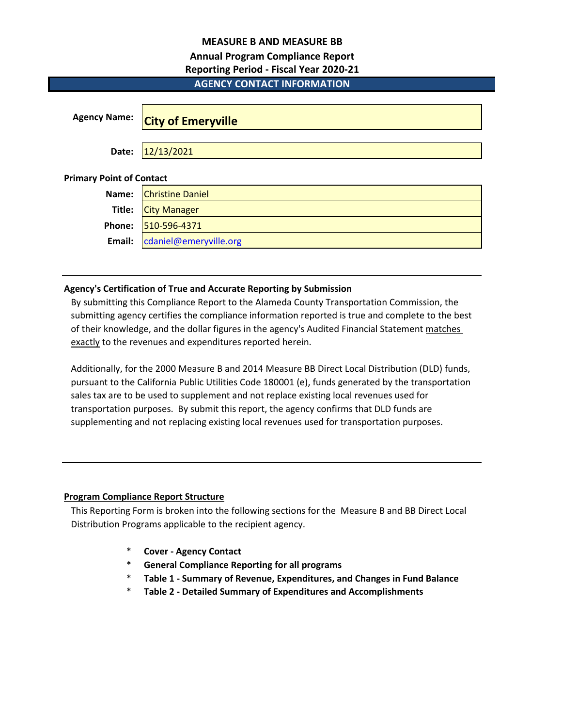# MEASURE B AND MEASURE BB

## Annual Program Compliance Report

## Reporting Period - Fiscal Year 2020-21

## AGENCY CONTACT INFORMATION

**Agency Name:** **City of Emeryville**

**Date:** 12/13/2021

**Primary Point of Contact**

| | |
|---|---|
| **Name:** | Christine Daniel |
| **Title:** | City Manager |
| **Phone:** | 510-596-4371 |
| **Email:** | cdaniel@emeryville.org |

---

**Agency's Certification of True and Accurate Reporting by Submission**

By submitting this Compliance Report to the Alameda County Transportation Commission, the submitting agency certifies the compliance information reported is true and complete to the best of their knowledge, and the dollar figures in the agency's Audited Financial Statement matches exactly to the revenues and expenditures reported herein.

Additionally, for the 2000 Measure B and 2014 Measure BB Direct Local Distribution (DLD) funds, pursuant to the California Public Utilities Code 180001 (e), funds generated by the transportation sales tax are to be used to supplement and not replace existing local revenues used for transportation purposes. By submit this report, the agency confirms that DLD funds are supplementing and not replacing existing local revenues used for transportation purposes.

---

**Program Compliance Report Structure**

This Reporting Form is broken into the following sections for the Measure B and BB Direct Local Distribution Programs applicable to the recipient agency.

* **Cover - Agency Contact**
* **General Compliance Reporting for all programs**
* **Table 1 - Summary of Revenue, Expenditures, and Changes in Fund Balance**
* **Table 2 - Detailed Summary of Expenditures and Accomplishments**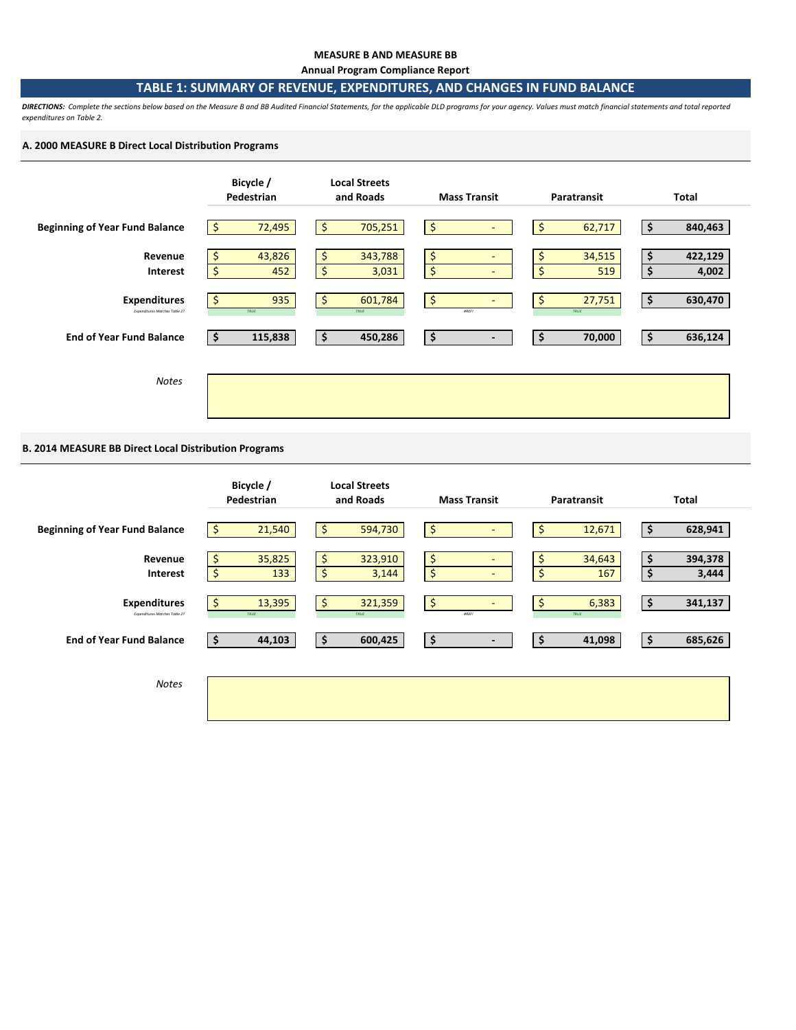**MEASURE B AND MEASURE BB**

**Annual Program Compliance Report**

## TABLE 1: SUMMARY OF REVENUE, EXPENDITURES, AND CHANGES IN FUND BALANCE

***DIRECTIONS:*** *Complete the sections below based on the Measure B and BB Audited Financial Statements, for the applicable DLD programs for your agency. Values must match financial statements and total reported expenditures on Table 2.*

### A. 2000 MEASURE B Direct Local Distribution Programs

| | Bicycle / Pedestrian | Local Streets and Roads | Mass Transit | Paratransit | Total |
|---|---|---|---|---|---|
| **Beginning of Year Fund Balance** | $ 72,495 | $ 705,251 | $ - | $ 62,717 | **$ 840,463** |
| **Revenue** | $ 43,826 | $ 343,788 | $ - | $ 34,515 | **$ 422,129** |
| **Interest** | $ 452 | $ 3,031 | $ - | $ 519 | **$ 4,002** |
| **Expenditures** | $ 935 | $ 601,784 | $ - | $ 27,751 | **$ 630,470** |
| *Expenditures Matches Table 2?* | TRUE | TRUE | #REF! | TRUE | |
| **End of Year Fund Balance** | **$ 115,838** | **$ 450,286** | **$ -** | **$ 70,000** | **$ 636,124** |

*Notes*

### B. 2014 MEASURE BB Direct Local Distribution Programs

| | Bicycle / Pedestrian | Local Streets and Roads | Mass Transit | Paratransit | Total |
|---|---|---|---|---|---|
| **Beginning of Year Fund Balance** | $ 21,540 | $ 594,730 | $ - | $ 12,671 | **$ 628,941** |
| **Revenue** | $ 35,825 | $ 323,910 | $ - | $ 34,643 | **$ 394,378** |
| **Interest** | $ 133 | $ 3,144 | $ - | $ 167 | **$ 3,444** |
| **Expenditures** | $ 13,395 | $ 321,359 | $ - | $ 6,383 | **$ 341,137** |
| *Expenditures Matches Table 2?* | TRUE | TRUE | #REF! | TRUE | |
| **End of Year Fund Balance** | **$ 44,103** | **$ 600,425** | **$ -** | **$ 41,098** | **$ 685,626** |

*Notes*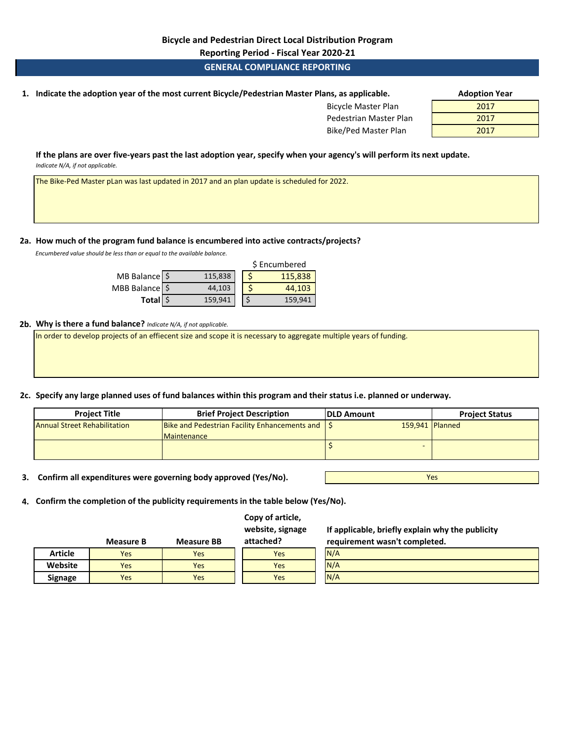**Bicycle and Pedestrian Direct Local Distribution Program**

**Reporting Period - Fiscal Year 2020-21**

## GENERAL COMPLIANCE REPORTING

**1. Indicate the adoption year of the most current Bicycle/Pedestrian Master Plans, as applicable.**

| | Adoption Year |
|---|---|
| Bicycle Master Plan | 2017 |
| Pedestrian Master Plan | 2017 |
| Bike/Ped Master Plan | 2017 |

**If the plans are over five-years past the last adoption year, specify when your agency's will perform its next update.**
*Indicate N/A, if not applicable.*

The Bike-Ped Master pLan was last updated in 2017 and an plan update is scheduled for 2022.

**2a. How much of the program fund balance is encumbered into active contracts/projects?**
*Encumbered value should be less than or equal to the available balance.*

| | Balance | $ Encumbered |
|---|---|---|
| MB Balance | $ 115,838 | $ 115,838 |
| MBB Balance | $ 44,103 | $ 44,103 |
| **Total** | $ 159,941 | $ 159,941 |

**2b. Why is there a fund balance?** *Indicate N/A, if not applicable.*

In order to develop projects of an effiecent size and scope it is necessary to aggregate multiple years of funding.

**2c. Specify any large planned uses of fund balances within this program and their status i.e. planned or underway.**

| Project Title | Brief Project Description | DLD Amount | Project Status |
|---|---|---|---|
| Annual Street Rehabilitation | Bike and Pedestrian Facility Enhancements and Maintenance | $ 159,941 | Planned |
| | | $ - | |

**3. Confirm all expenditures were governing body approved (Yes/No).** Yes

**4. Confirm the completion of the publicity requirements in the table below (Yes/No).**

| | Measure B | Measure BB | Copy of article, website, signage attached? | If applicable, briefly explain why the publicity requirement wasn't completed. |
|---|---|---|---|---|
| **Article** | Yes | Yes | Yes | N/A |
| **Website** | Yes | Yes | Yes | N/A |
| **Signage** | Yes | Yes | Yes | N/A |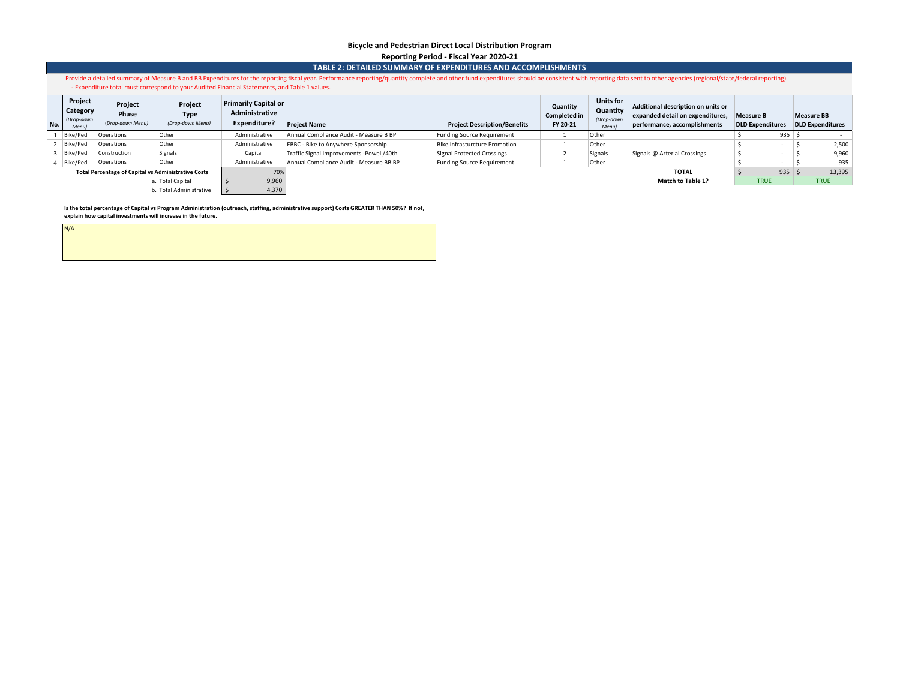## Bicycle and Pedestrian Direct Local Distribution Program

### Reporting Period - Fiscal Year 2020-21

### TABLE 2: DETAILED SUMMARY OF EXPENDITURES AND ACCOMPLISHMENTS

Provide a detailed summary of Measure B and BB Expenditures for the reporting fiscal year. Performance reporting/quantity complete and other fund expenditures should be consistent with reporting data sent to other agencies (regional/state/federal reporting).
- Expenditure total must correspond to your Audited Financial Statements, and Table 1 values.

| No. | Project Category *(Drop-down Menu)* | Project Phase *(Drop-down Menu)* | Project Type *(Drop-down Menu)* | Primarily Capital or Administrative Expenditure? | Project Name | Project Description/Benefits | Quantity Completed in FY 20-21 | Units for Quantity *(Drop-down Menu)* | Additional description on units or expanded detail on expenditures, performance, accomplishments | Measure B DLD Expenditures | Measure BB DLD Expenditures |
|---|---|---|---|---|---|---|---|---|---|---|---|
| 1 | Bike/Ped | Operations | Other | Administrative | Annual Compliance Audit - Measure B BP | Funding Source Requirement | 1 | Other | | $ 935 | $ - |
| 2 | Bike/Ped | Operations | Other | Administrative | EBBC - Bike to Anywhere Sponsorship | Bike Infrasturcture Promotion | 1 | Other | | $ - | $ 2,500 |
| 3 | Bike/Ped | Construction | Signals | Capital | Traffic Signal Improvements -Powell/40th | Signal Protected Crossings | 2 | Signals | Signals @ Arterial Crossings | $ - | $ 9,960 |
| 4 | Bike/Ped | Operations | Other | Administrative | Annual Compliance Audit - Measure BB BP | Funding Source Requirement | 1 | Other | | $ - | $ 935 |
| | | | | | | | | | **TOTAL** | $ 935 | $ 13,395 |
| | | | | | | | | | **Match to Table 1?** | TRUE | TRUE |

| **Total Percentage of Capital vs Administrative Costs** | 70% |
|---|---|
| a. Total Capital | $ 9,960 |
| b. Total Administrative | $ 4,370 |

**Is the total percentage of Capital vs Program Administration (outreach, staffing, administrative support) Costs GREATER THAN 50%? If not, explain how capital investments will increase in the future.**

N/A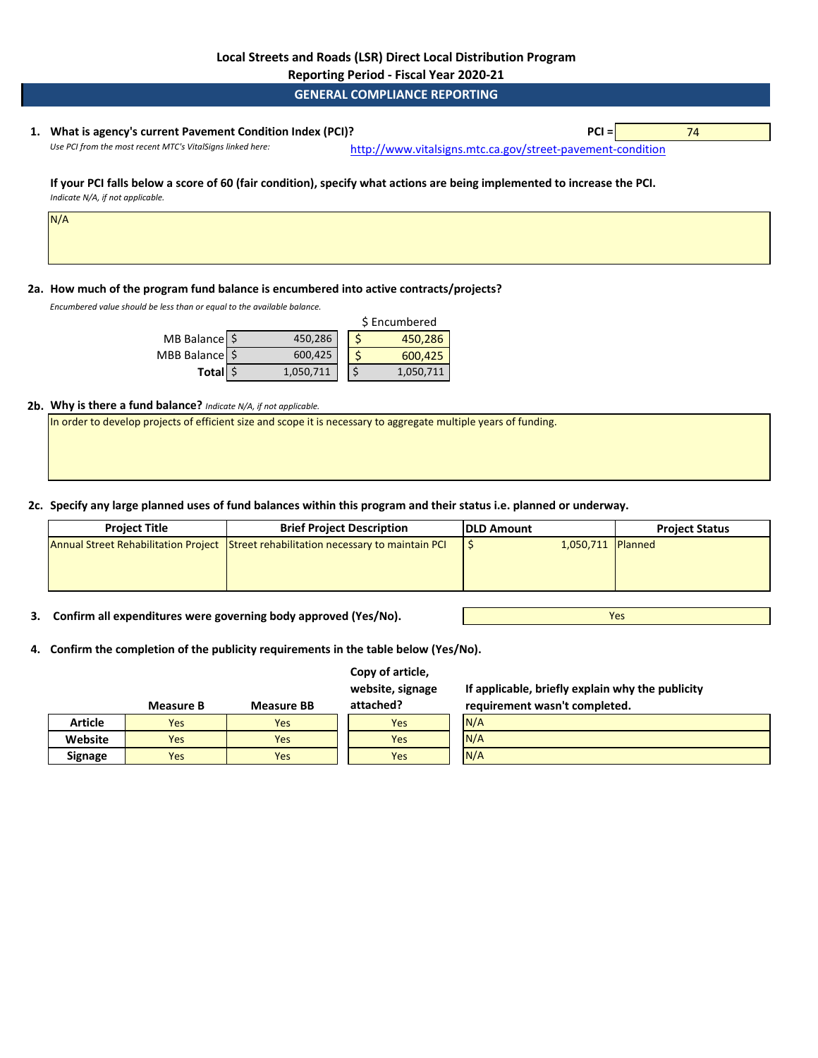**Local Streets and Roads (LSR) Direct Local Distribution Program**

**Reporting Period - Fiscal Year 2020-21**

## GENERAL COMPLIANCE REPORTING

**1. What is agency's current Pavement Condition Index (PCI)?** **PCI =** 74

*Use PCI from the most recent MTC's VitalSigns linked here:* http://www.vitalsigns.mtc.ca.gov/street-pavement-condition

**If your PCI falls below a score of 60 (fair condition), specify what actions are being implemented to increase the PCI.**
*Indicate N/A, if not applicable.*

N/A

**2a. How much of the program fund balance is encumbered into active contracts/projects?**

*Encumbered value should be less than or equal to the available balance.*

| | Balance | $ Encumbered |
|---|---|---|
| MB Balance | $ 450,286 | $ 450,286 |
| MBB Balance | $ 600,425 | $ 600,425 |
| **Total** | $ 1,050,711 | $ 1,050,711 |

**2b. Why is there a fund balance?** *Indicate N/A, if not applicable.*

In order to develop projects of efficient size and scope it is necessary to aggregate multiple years of funding.

**2c. Specify any large planned uses of fund balances within this program and their status i.e. planned or underway.**

| Project Title | Brief Project Description | DLD Amount | Project Status |
|---|---|---|---|
| Annual Street Rehabilitation Project | Street rehabilitation necessary to maintain PCI | $ 1,050,711 | Planned |

**3. Confirm all expenditures were governing body approved (Yes/No).** Yes

**4. Confirm the completion of the publicity requirements in the table below (Yes/No).**

| | Measure B | Measure BB | Copy of article, website, signage attached? | If applicable, briefly explain why the publicity requirement wasn't completed. |
|---|---|---|---|---|
| **Article** | Yes | Yes | Yes | N/A |
| **Website** | Yes | Yes | Yes | N/A |
| **Signage** | Yes | Yes | Yes | N/A |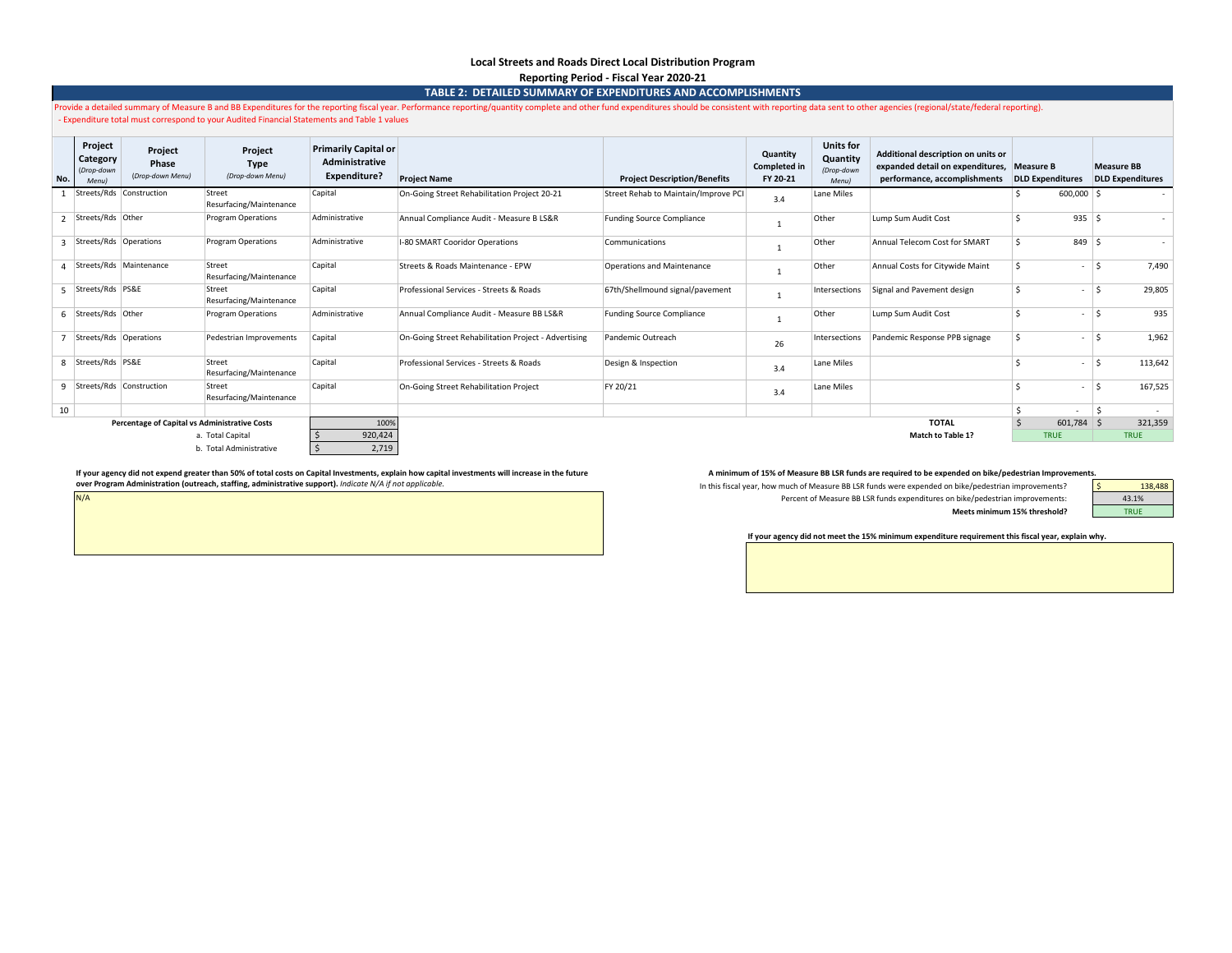**Local Streets and Roads Direct Local Distribution Program**

**Reporting Period - Fiscal Year 2020-21**

## TABLE 2: DETAILED SUMMARY OF EXPENDITURES AND ACCOMPLISHMENTS

Provide a detailed summary of Measure B and BB Expenditures for the reporting fiscal year. Performance reporting/quantity complete and other fund expenditures should be consistent with reporting data sent to other agencies (regional/state/federal reporting).
- Expenditure total must correspond to your Audited Financial Statements and Table 1 values

| No. | Project Category *(Drop-down Menu)* | Project Phase *(Drop-down Menu)* | Project Type *(Drop-down Menu)* | Primarily Capital or Administrative Expenditure? | Project Name | Project Description/Benefits | Quantity Completed in FY 20-21 | Units for Quantity *(Drop-down Menu)* | Additional description on units or expanded detail on expenditures, performance, accomplishments | Measure B DLD Expenditures | Measure BB DLD Expenditures |
|---|---|---|---|---|---|---|---|---|---|---|---|
| 1 | Streets/Rds | Construction | Street Resurfacing/Maintenance | Capital | On-Going Street Rehabilitation Project 20-21 | Street Rehab to Maintain/Improve PCI | 3.4 | Lane Miles | | $ 600,000 | $ - |
| 2 | Streets/Rds | Other | Program Operations | Administrative | Annual Compliance Audit - Measure B LS&R | Funding Source Compliance | 1 | Other | Lump Sum Audit Cost | $ 935 | $ - |
| 3 | Streets/Rds | Operations | Program Operations | Administrative | I-80 SMART Cooridor Operations | Communications | 1 | Other | Annual Telecom Cost for SMART | $ 849 | $ - |
| 4 | Streets/Rds | Maintenance | Street Resurfacing/Maintenance | Capital | Streets & Roads Maintenance - EPW | Operations and Maintenance | 1 | Other | Annual Costs for Citywide Maint | $ - | $ 7,490 |
| 5 | Streets/Rds | PS&E | Street Resurfacing/Maintenance | Capital | Professional Services - Streets & Roads | 67th/Shellmound signal/pavement | 1 | Intersections | Signal and Pavement design | $ - | $ 29,805 |
| 6 | Streets/Rds | Other | Program Operations | Administrative | Annual Compliance Audit - Measure BB LS&R | Funding Source Compliance | 1 | Other | Lump Sum Audit Cost | $ - | $ 935 |
| 7 | Streets/Rds | Operations | Pedestrian Improvements | Capital | On-Going Street Rehabilitation Project - Advertising | Pandemic Outreach | 26 | Intersections | Pandemic Response PPB signage | $ - | $ 1,962 |
| 8 | Streets/Rds | PS&E | Street Resurfacing/Maintenance | Capital | Professional Services - Streets & Roads | Design & Inspection | 3.4 | Lane Miles | | $ - | $ 113,642 |
| 9 | Streets/Rds | Construction | Street Resurfacing/Maintenance | Capital | On-Going Street Rehabilitation Project | FY 20/21 | 3.4 | Lane Miles | | $ - | $ 167,525 |
| 10 | | | | | | | | | | $ - | $ - |
| | | | | | | | | | **TOTAL** | $ 601,784 | $ 321,359 |
| | | | | | | | | | **Match to Table 1?** | TRUE | TRUE |

| **Percentage of Capital vs Administrative Costs** | 100% |
|---|---|
| a. Total Capital | $ 920,424 |
| b. Total Administrative | $ 2,719 |

**If your agency did not expend greater than 50% of total costs on Capital Investments, explain how capital investments will increase in the future over Program Administration (outreach, staffing, administrative support).** *Indicate N/A if not applicable.*

N/A

**A minimum of 15% of Measure BB LSR funds are required to be expended on bike/pedestrian Improvements.**

| | |
|---|---|
| In this fiscal year, how much of Measure BB LSR funds were expended on bike/pedestrian improvements? | $ 138,488 |
| Percent of Measure BB LSR funds expenditures on bike/pedestrian improvements: | 43.1% |
| **Meets minimum 15% threshold?** | TRUE |

**If your agency did not meet the 15% minimum expenditure requirement this fiscal year, explain why.**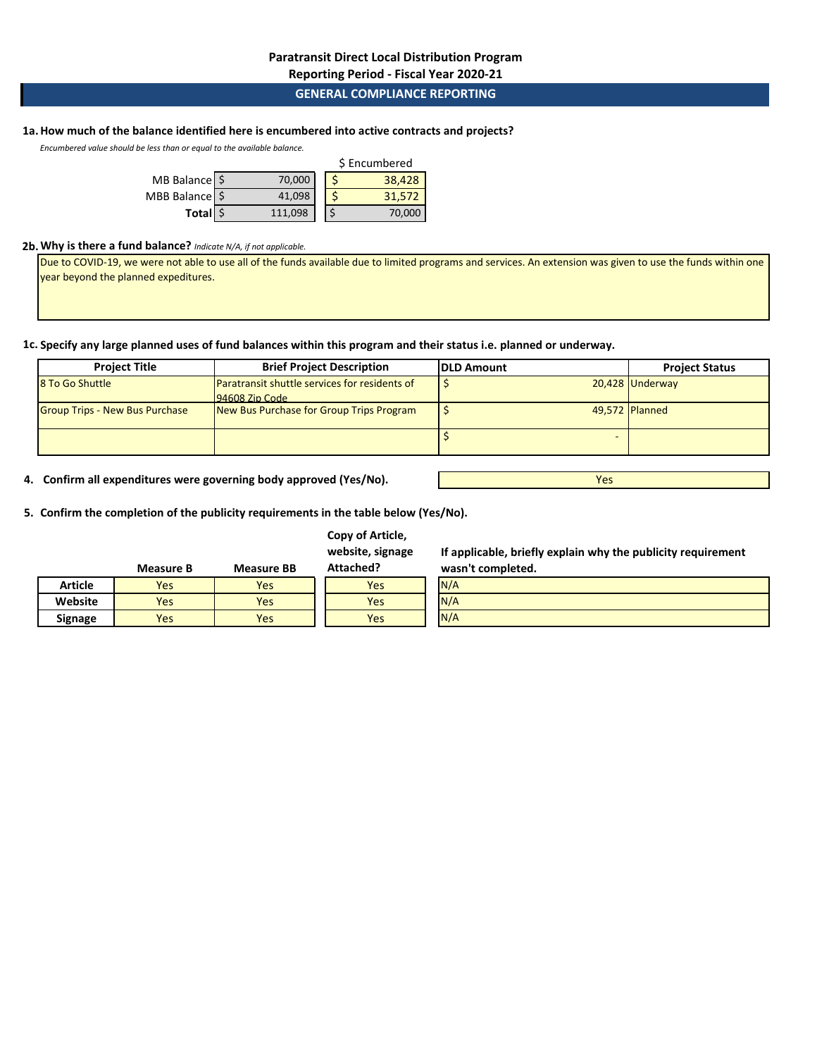# Paratransit Direct Local Distribution Program

## Reporting Period - Fiscal Year 2020-21

## GENERAL COMPLIANCE REPORTING

**1a. How much of the balance identified here is encumbered into active contracts and projects?**

*Encumbered value should be less than or equal to the available balance.*

| | | $ Encumbered |
|---|---|---|
| MB Balance | $ 70,000 | $ 38,428 |
| MBB Balance | $ 41,098 | $ 31,572 |
| **Total** | $ 111,098 | $ 70,000 |

**2b. Why is there a fund balance?** *Indicate N/A, if not applicable.*

Due to COVID-19, we were not able to use all of the funds available due to limited programs and services. An extension was given to use the funds within one year beyond the planned expeditures.

**1c. Specify any large planned uses of fund balances within this program and their status i.e. planned or underway.**

| Project Title | Brief Project Description | DLD Amount | Project Status |
|---|---|---|---|
| 8 To Go Shuttle | Paratransit shuttle services for residents of 94608 Zip Code | $ 20,428 | Underway |
| Group Trips - New Bus Purchase | New Bus Purchase for Group Trips Program | $ 49,572 | Planned |
| | | $ - | |

**4. Confirm all expenditures were governing body approved (Yes/No).** Yes

**5. Confirm the completion of the publicity requirements in the table below (Yes/No).**

| | Measure B | Measure BB | Copy of Article, website, signage Attached? | If applicable, briefly explain why the publicity requirement wasn't completed. |
|---|---|---|---|---|
| **Article** | Yes | Yes | Yes | N/A |
| **Website** | Yes | Yes | Yes | N/A |
| **Signage** | Yes | Yes | Yes | N/A |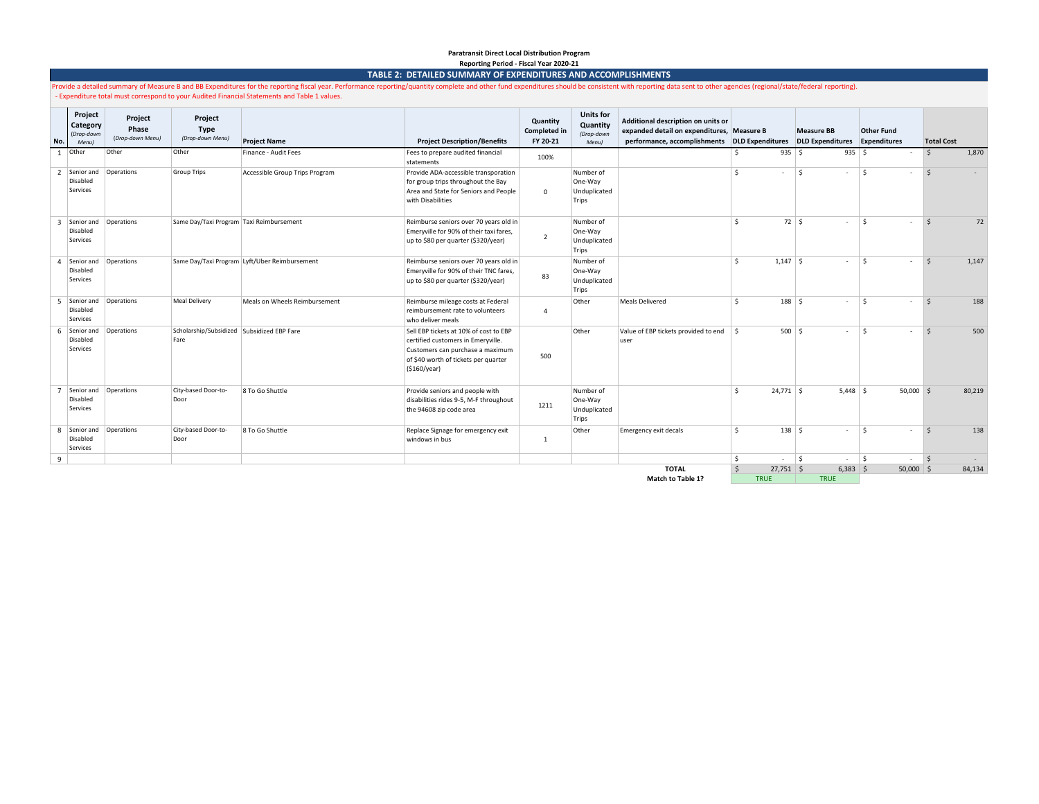**Paratransit Direct Local Distribution Program**

**Reporting Period - Fiscal Year 2020-21**

## TABLE 2: DETAILED SUMMARY OF EXPENDITURES AND ACCOMPLISHMENTS

Provide a detailed summary of Measure B and BB Expenditures for the reporting fiscal year. Performance reporting/quantity complete and other fund expenditures should be consistent with reporting data sent to other agencies (regional/state/federal reporting).
 - Expenditure total must correspond to your Audited Financial Statements and Table 1 values.

| No. | Project Category (Drop-down Menu) | Project Phase (Drop-down Menu) | Project Type (Drop-down Menu) | Project Name | Project Description/Benefits | Quantity Completed in FY 20-21 | Units for Quantity (Drop-down Menu) | Additional description on units or expanded detail on expenditures, performance, accomplishments | Measure B DLD Expenditures | Measure BB DLD Expenditures | Other Fund Expenditures | Total Cost |
|---|---|---|---|---|---|---|---|---|---|---|---|---|
| 1 | Other | Other | Other | Finance - Audit Fees | Fees to prepare audited financial statements | 100% | | | $ 935 | $ 935 | $ - | $ 1,870 |
| 2 | Senior and Disabled Services | Operations | Group Trips | Accessible Group Trips Program | Provide ADA-accessible transporation for group trips throughout the Bay Area and State for Seniors and People with Disabilities | 0 | Number of One-Way Unduplicated Trips | | $ - | $ - | $ - | $ - |
| 3 | Senior and Disabled Services | Operations | Same Day/Taxi Program | Taxi Reimbursement | Reimburse seniors over 70 years old in Emeryville for 90% of their taxi fares, up to $80 per quarter ($320/year) | 2 | Number of One-Way Unduplicated Trips | | $ 72 | $ - | $ - | $ 72 |
| 4 | Senior and Disabled Services | Operations | Same Day/Taxi Program | Lyft/Uber Reimbursement | Reimburse seniors over 70 years old in Emeryville for 90% of their TNC fares, up to $80 per quarter ($320/year) | 83 | Number of One-Way Unduplicated Trips | | $ 1,147 | $ - | $ - | $ 1,147 |
| 5 | Senior and Disabled Services | Operations | Meal Delivery | Meals on Wheels Reimbursement | Reimburse mileage costs at Federal reimbursement rate to volunteers who deliver meals | 4 | Other | Meals Delivered | $ 188 | $ - | $ - | $ 188 |
| 6 | Senior and Disabled Services | Operations | Scholarship/Subsidized Fare | Subsidized EBP Fare | Sell EBP tickets at 10% of cost to EBP certified customers in Emeryville. Customers can purchase a maximum of $40 worth of tickets per quarter ($160/year) | 500 | Other | Value of EBP tickets provided to end user | $ 500 | $ - | $ - | $ 500 |
| 7 | Senior and Disabled Services | Operations | City-based Door-to-Door | 8 To Go Shuttle | Provide seniors and people with disabilities rides 9-5, M-F throughout the 94608 zip code area | 1211 | Number of One-Way Unduplicated Trips | | $ 24,771 | $ 5,448 | $ 50,000 | $ 80,219 |
| 8 | Senior and Disabled Services | Operations | City-based Door-to-Door | 8 To Go Shuttle | Replace Signage for emergency exit windows in bus | 1 | Other | Emergency exit decals | $ 138 | $ - | $ - | $ 138 |
| 9 | | | | | | | | | $ - | $ - | $ - | $ - |
| | | | | | | | | **TOTAL** | $ 27,751 | $ 6,383 | $ 50,000 | $ 84,134 |
| | | | | | | | | **Match to Table 1?** | TRUE | TRUE | | |